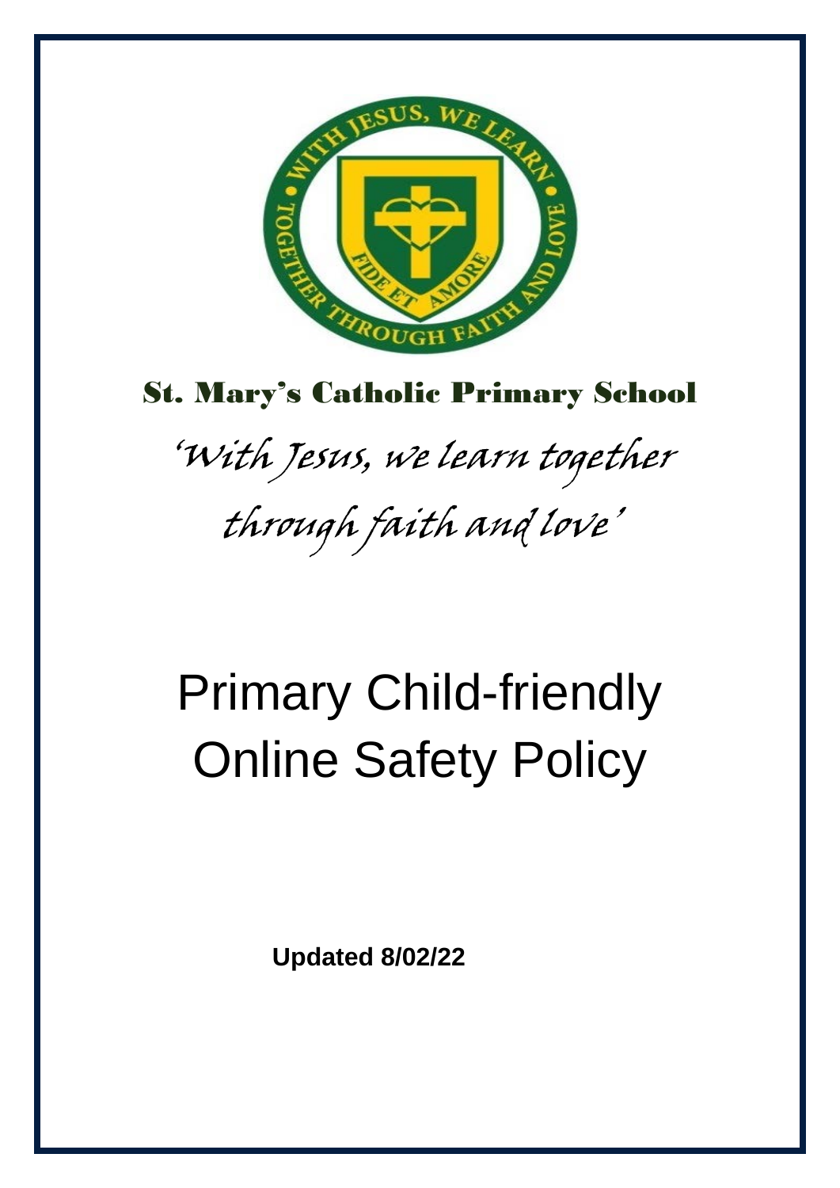St. Mary's Catholic Primary School

*'With Jesus, we learn together through faith and love'*

# Primary Child-friendly Online Safety Policy

**Updated 8/02/22**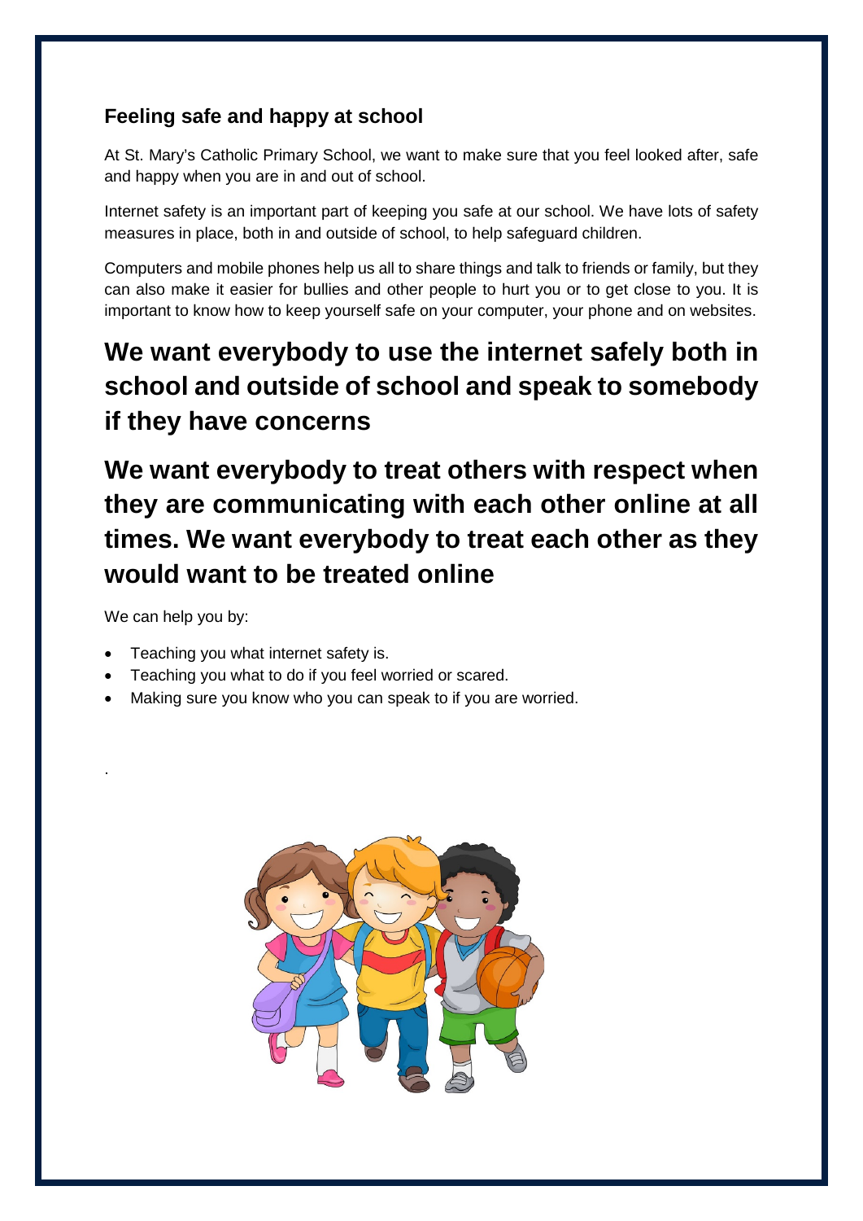### Feeling safe and happy at school

At St. Mary's Catholic Primary School, we want to make sure that you feel looked after, safe and happy when you are in and out of school.

Internet safety is an important part of keeping you safe at our school. We have lots of safety measures in place, both in and outside of school, to help safeguard children.

Computers and mobile phones help us all to share things and talk to friends or family, but they can also make it easier for bullies and other people to hurt you or to get close to you. It is important to know how to keep yourself safe on your computer, your phone and on websites.

## We want everybody to use the internet safely both in school and outside of school and speak to somebody if they have concerns

## We want everybody to treat others with respect when they are communicating with each other online at all times. We want everybody to treat each other as they would want to be treated online

We can help you by:

- Teaching you what internet safety is.
- Teaching you what to do if you feel worried or scared.
- Making sure you know who you can speak to if you are worried.

.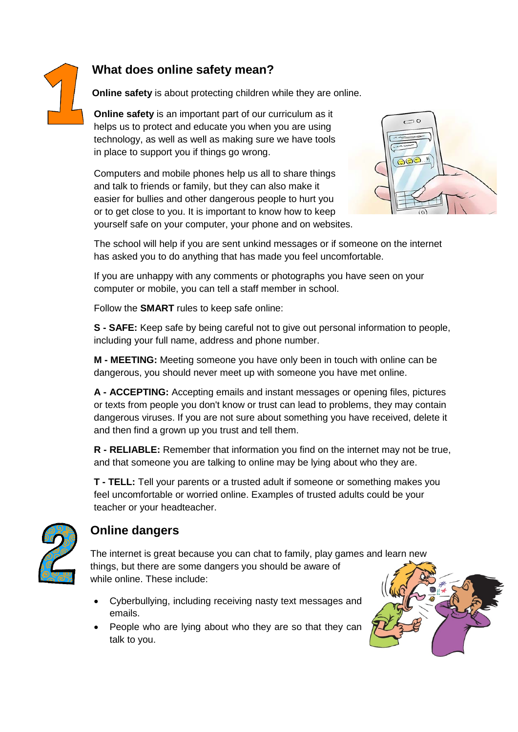## 1 What does online safety mean?

**Online safety** is about protecting children while they are online.

**Online safety** is an important part of our curriculum as it helps us to protect and educate you when you are using technology, as well as well as making sure we have tools in place to support you if things go wrong.

Computers and mobile phones help us all to share things and talk to friends or family, but they can also make it easier for bullies and other dangerous people to hurt you or to get close to you. It is important to know how to keep yourself safe on your computer, your phone and on websites.

The school will help if you are sent unkind messages or if someone on the internet has asked you to do anything that has made you feel uncomfortable.

If you are unhappy with any comments or photographs you have seen on your computer or mobile, you can tell a staff member in school.

Follow the **SMART** rules to keep safe online:

**S - SAFE:** Keep safe by being careful not to give out personal information to people, including your full name, address and phone number.

**M - MEETING:** Meeting someone you have only been in touch with online can be dangerous, you should never meet up with someone you have met online.

**A - ACCEPTING:** Accepting emails and instant messages or opening files, pictures or texts from people you don't know or trust can lead to problems, they may contain dangerous viruses. If you are not sure about something you have received, delete it and then find a grown up you trust and tell them.

**R - RELIABLE:** Remember that information you find on the internet may not be true, and that someone you are talking to online may be lying about who they are.

**T - TELL:** Tell your parents or a trusted adult if someone or something makes you feel uncomfortable or worried online. Examples of trusted adults could be your teacher or your headteacher.

## 2 Online dangers

The internet is great because you can chat to family, play games and learn new things, but there are some dangers you should be aware of while online. These include:

- Cyberbullying, including receiving nasty text messages and emails.
- People who are lying about who they are so that they can talk to you.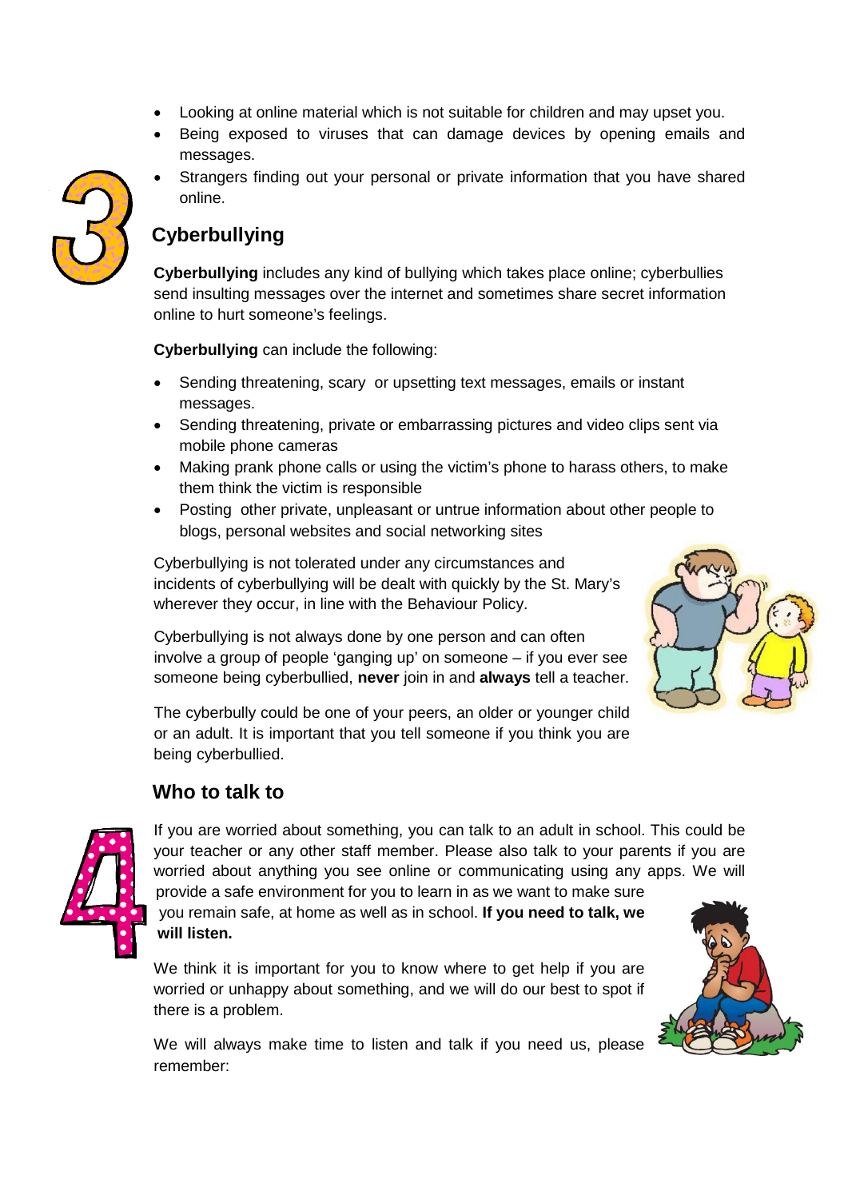- Looking at online material which is not suitable for children and may upset you.
- Being exposed to viruses that can damage devices by opening emails and messages.
- Strangers finding out your personal or private information that you have shared online.

## 3 Cyberbullying

**Cyberbullying** includes any kind of bullying which takes place online; cyberbullies send insulting messages over the internet and sometimes share secret information online to hurt someone's feelings.

**Cyberbullying** can include the following:

- Sending threatening, scary or upsetting text messages, emails or instant messages.
- Sending threatening, private or embarrassing pictures and video clips sent via mobile phone cameras
- Making prank phone calls or using the victim's phone to harass others, to make them think the victim is responsible
- Posting other private, unpleasant or untrue information about other people to blogs, personal websites and social networking sites

Cyberbullying is not tolerated under any circumstances and incidents of cyberbullying will be dealt with quickly by the St. Mary's wherever they occur, in line with the Behaviour Policy.

Cyberbullying is not always done by one person and can often involve a group of people 'ganging up' on someone – if you ever see someone being cyberbullied, **never** join in and **always** tell a teacher.

The cyberbully could be one of your peers, an older or younger child or an adult. It is important that you tell someone if you think you are being cyberbullied.

## 4 Who to talk to

If you are worried about something, you can talk to an adult in school. This could be your teacher or any other staff member. Please also talk to your parents if you are worried about anything you see online or communicating using any apps. We will provide a safe environment for you to learn in as we want to make sure you remain safe, at home as well as in school. **If you need to talk, we will listen.**

We think it is important for you to know where to get help if you are worried or unhappy about something, and we will do our best to spot if there is a problem.

We will always make time to listen and talk if you need us, please remember: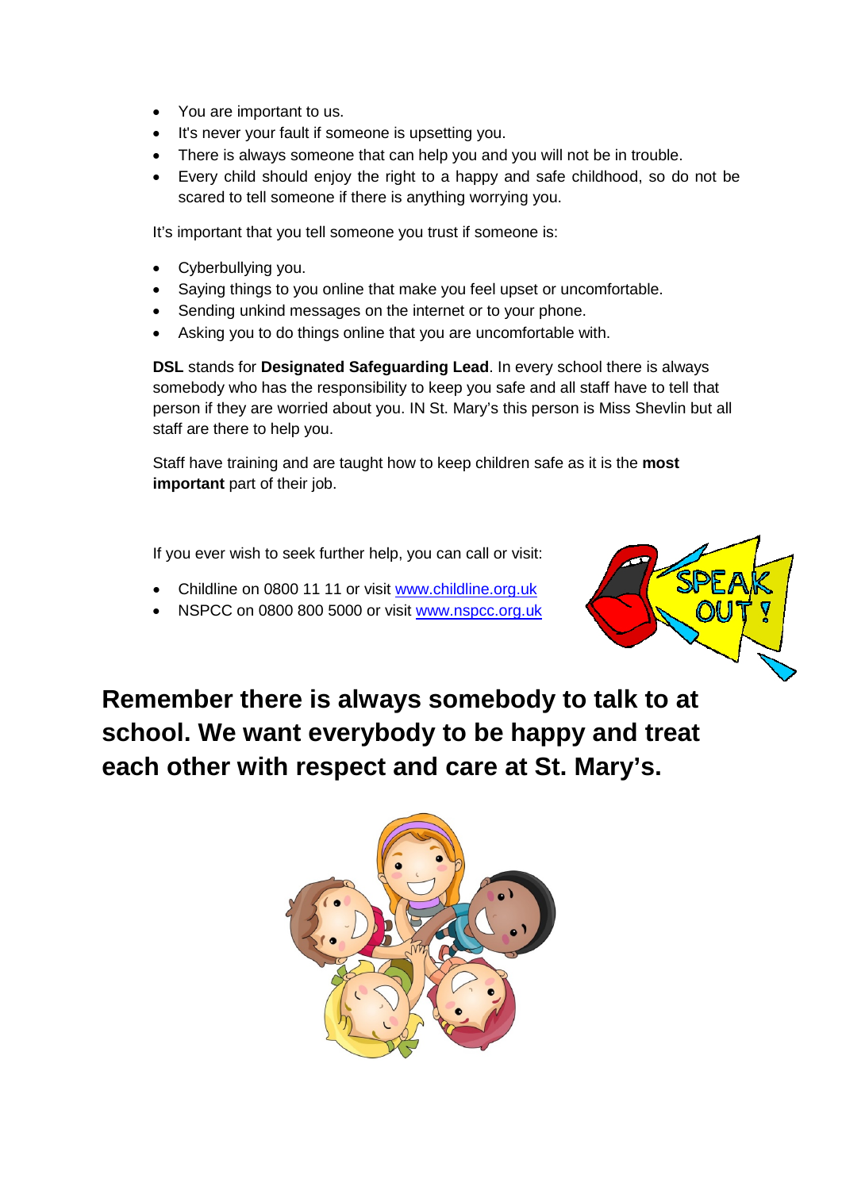- You are important to us.
- It's never your fault if someone is upsetting you.
- There is always someone that can help you and you will not be in trouble.
- Every child should enjoy the right to a happy and safe childhood, so do not be scared to tell someone if there is anything worrying you.

It's important that you tell someone you trust if someone is:

- Cyberbullying you.
- Saying things to you online that make you feel upset or uncomfortable.
- Sending unkind messages on the internet or to your phone.
- Asking you to do things online that you are uncomfortable with.

**DSL** stands for **Designated Safeguarding Lead**. In every school there is always somebody who has the responsibility to keep you safe and all staff have to tell that person if they are worried about you. IN St. Mary's this person is Miss Shevlin but all staff are there to help you.

Staff have training and are taught how to keep children safe as it is the **most important** part of their job.

If you ever wish to seek further help, you can call or visit:

- Childline on 0800 11 11 or visit www.childline.org.uk
- NSPCC on 0800 800 5000 or visit www.nspcc.org.uk

**Remember there is always somebody to talk to at school. We want everybody to be happy and treat each other with respect and care at St. Mary's.**